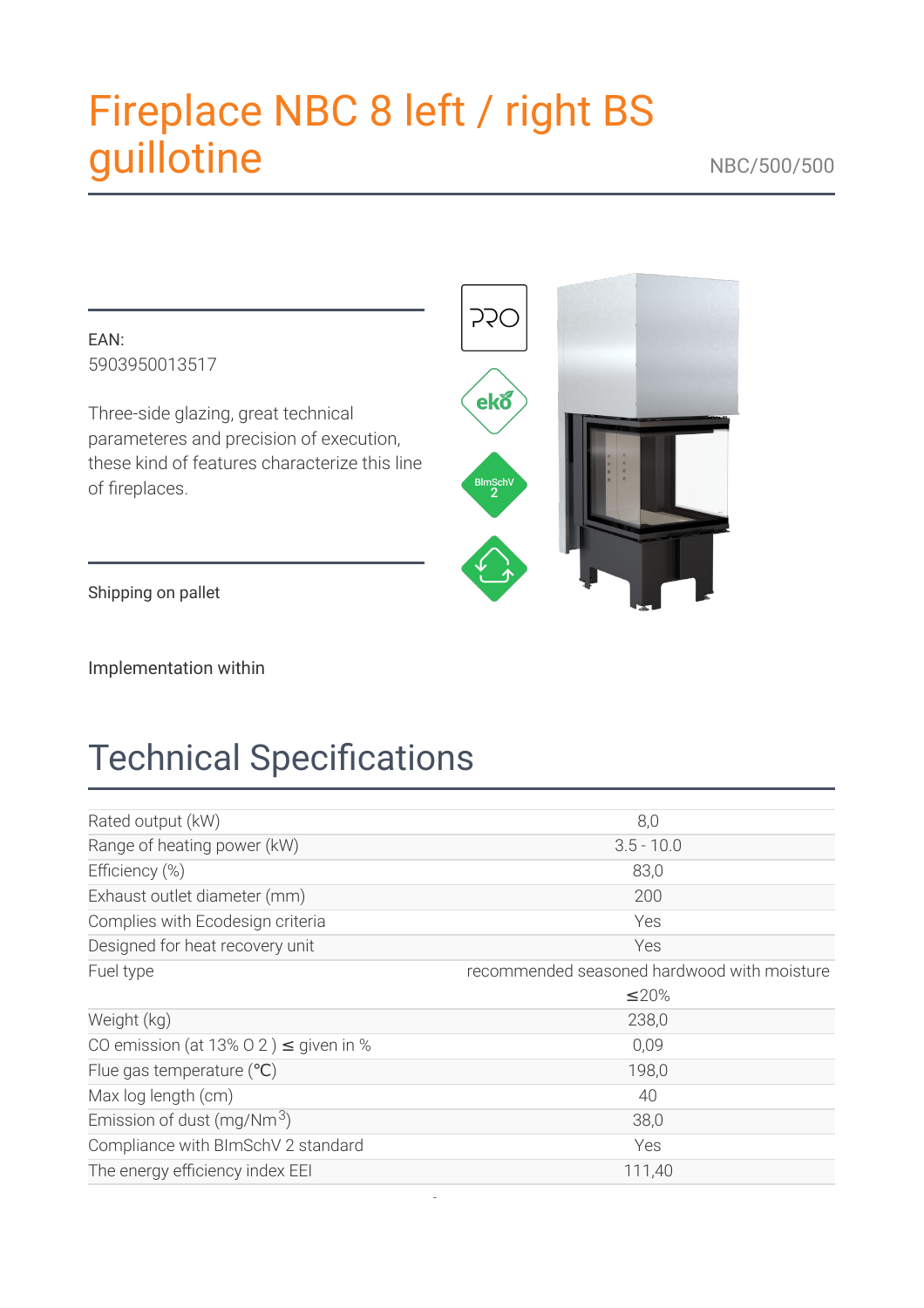# Fireplace NBC 8 left / right BS guillotine

NBC/500/500

EAN:
5903950013517

Three-side glazing, great technical parameteres and precision of execution, these kind of features characterize this line of fireplaces.

Shipping on pallet

Implementation within

## Technical Specifications

| | |
|---|---|
| Rated output (kW) | 8,0 |
| Range of heating power (kW) | 3.5 - 10.0 |
| Efficiency (%) | 83,0 |
| Exhaust outlet diameter (mm) | 200 |
| Complies with Ecodesign criteria | Yes |
| Designed for heat recovery unit | Yes |
| Fuel type | recommended seasoned hardwood with moisture ≤20% |
| Weight (kg) | 238,0 |
| CO emission (at 13% $O_2$) ≤ given in % | 0,09 |
| Flue gas temperature (℃) | 198,0 |
| Max log length (cm) | 40 |
| Emission of dust (mg/Nm$^3$) | 38,0 |
| Compliance with BImSchV 2 standard | Yes |
| The energy efficiency index EEI | 111,40 |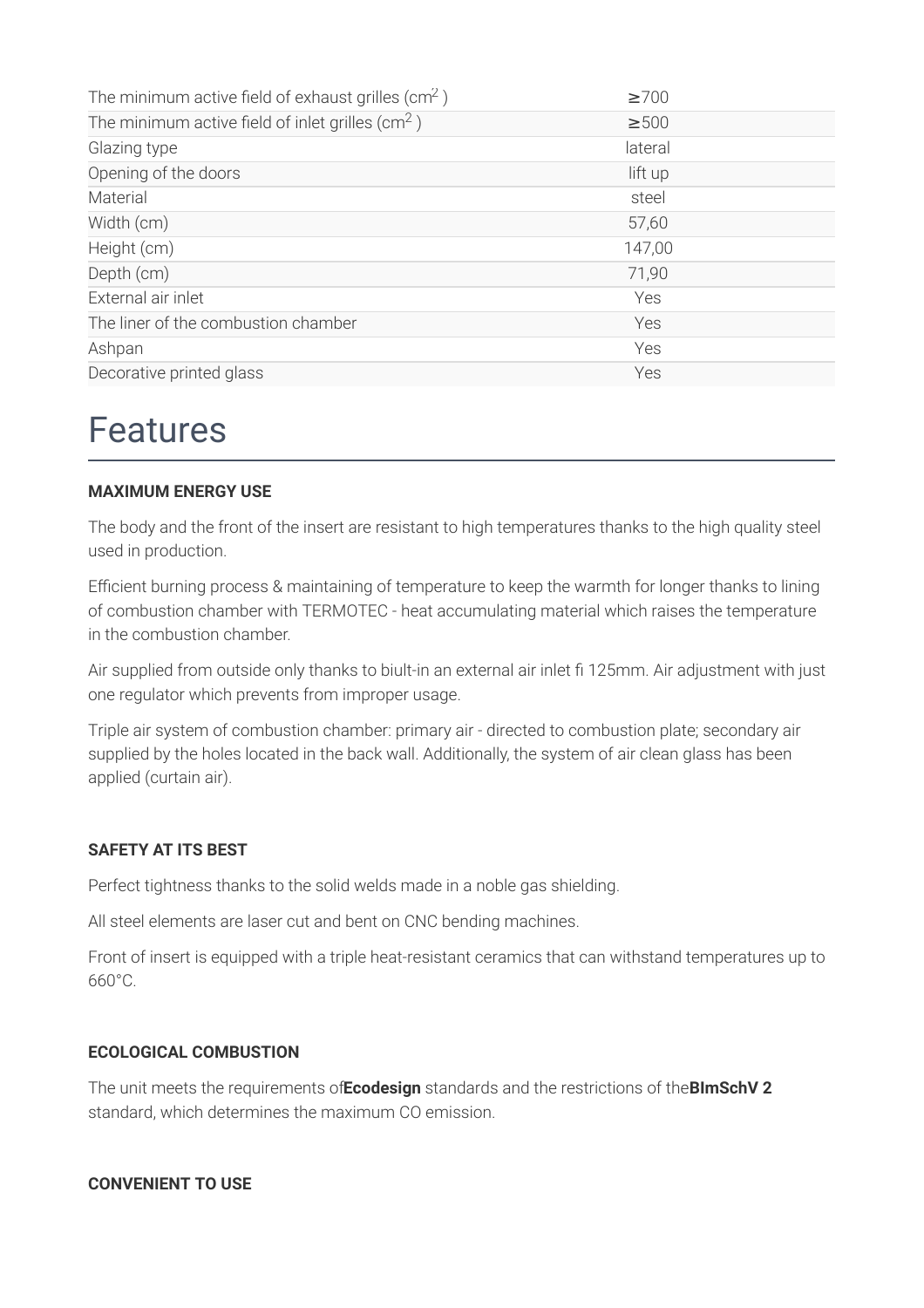| | |
|---|---|
| The minimum active field of exhaust grilles ($cm^2$) | ≥700 |
| The minimum active field of inlet grilles ($cm^2$) | ≥500 |
| Glazing type | lateral |
| Opening of the doors | lift up |
| Material | steel |
| Width (cm) | 57,60 |
| Height (cm) | 147,00 |
| Depth (cm) | 71,90 |
| External air inlet | Yes |
| The liner of the combustion chamber | Yes |
| Ashpan | Yes |
| Decorative printed glass | Yes |

# Features

**MAXIMUM ENERGY USE**

The body and the front of the insert are resistant to high temperatures thanks to the high quality steel used in production.

Efficient burning process & maintaining of temperature to keep the warmth for longer thanks to lining of combustion chamber with TERMOTEC - heat accumulating material which raises the temperature in the combustion chamber.

Air supplied from outside only thanks to biult-in an external air inlet fi 125mm. Air adjustment with just one regulator which prevents from improper usage.

Triple air system of combustion chamber: primary air - directed to combustion plate; secondary air supplied by the holes located in the back wall. Additionally, the system of air clean glass has been applied (curtain air).

**SAFETY AT ITS BEST**

Perfect tightness thanks to the solid welds made in a noble gas shielding.

All steel elements are laser cut and bent on CNC bending machines.

Front of insert is equipped with a triple heat-resistant ceramics that can withstand temperatures up to 660°C.

**ECOLOGICAL COMBUSTION**

The unit meets the requirements of**Ecodesign** standards and the restrictions of the**BImSchV 2** standard, which determines the maximum CO emission.

**CONVENIENT TO USE**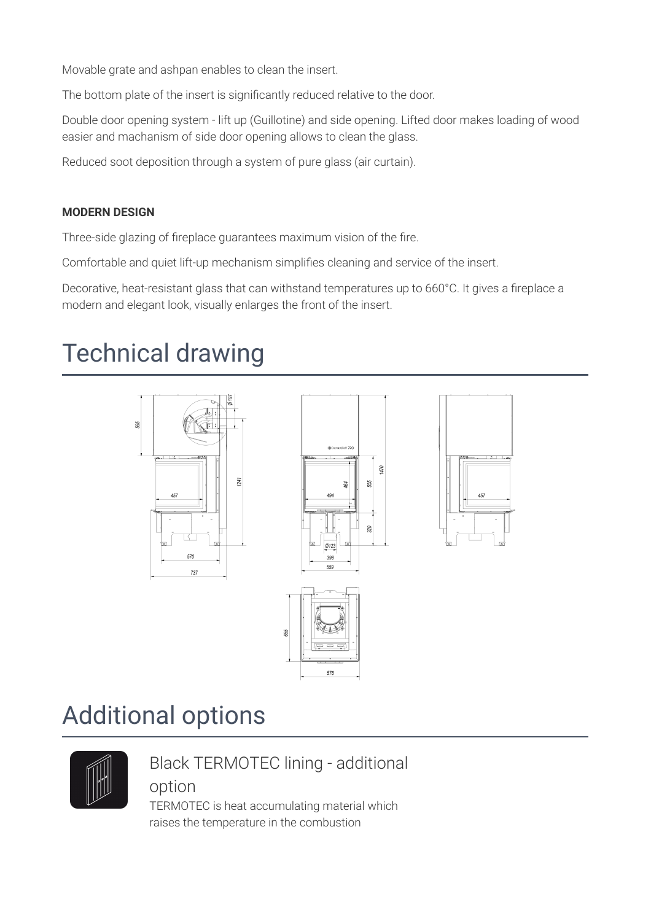Movable grate and ashpan enables to clean the insert.

The bottom plate of the insert is significantly reduced relative to the door.

Double door opening system - lift up (Guillotine) and side opening. Lifted door makes loading of wood easier and machanism of side door opening allows to clean the glass.

Reduced soot deposition through a system of pure glass (air curtain).

**MODERN DESIGN**

Three-side glazing of fireplace guarantees maximum vision of the fire.

Comfortable and quiet lift-up mechanism simplifies cleaning and service of the insert.

Decorative, heat-resistant glass that can withstand temperatures up to 660°C. It gives a fireplace a modern and elegant look, visually enlarges the front of the insert.

# Technical drawing

# Additional options

## Black TERMOTEC lining - additional option

TERMOTEC is heat accumulating material which raises the temperature in the combustion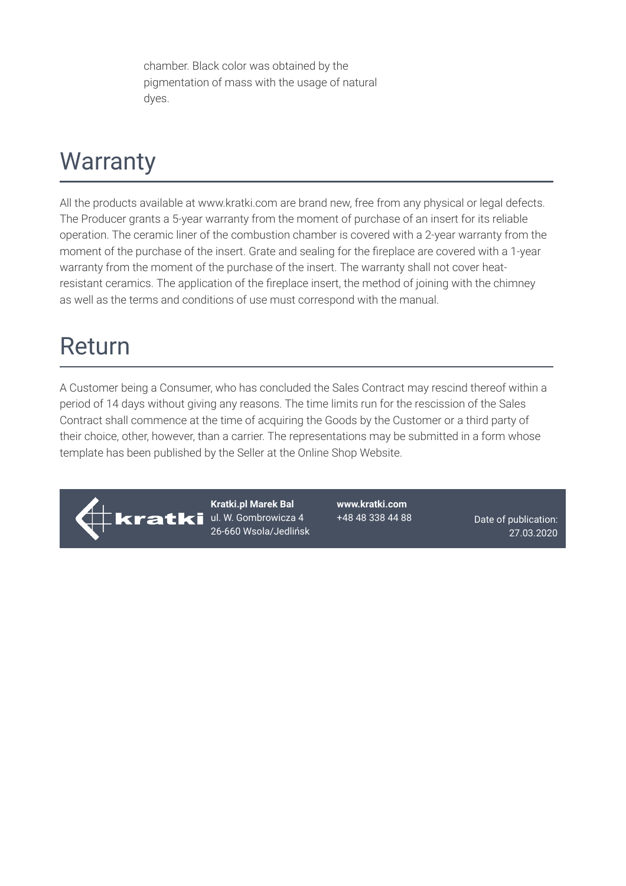chamber. Black color was obtained by the pigmentation of mass with the usage of natural dyes.

# Warranty

All the products available at www.kratki.com are brand new, free from any physical or legal defects. The Producer grants a 5-year warranty from the moment of purchase of an insert for its reliable operation. The ceramic liner of the combustion chamber is covered with a 2-year warranty from the moment of the purchase of the insert. Grate and sealing for the fireplace are covered with a 1-year warranty from the moment of the purchase of the insert. The warranty shall not cover heat-resistant ceramics. The application of the fireplace insert, the method of joining with the chimney as well as the terms and conditions of use must correspond with the manual.

# Return

A Customer being a Consumer, who has concluded the Sales Contract may rescind thereof within a period of 14 days without giving any reasons. The time limits run for the rescission of the Sales Contract shall commence at the time of acquiring the Goods by the Customer or a third party of their choice, other, however, than a carrier. The representations may be submitted in a form whose template has been published by the Seller at the Online Shop Website.

kratki

**Kratki.pl Marek Bal**
ul. W. Gombrowicza 4
26-660 Wsola/Jedlińsk

**www.kratki.com**
+48 48 338 44 88

Date of publication:
27.03.2020